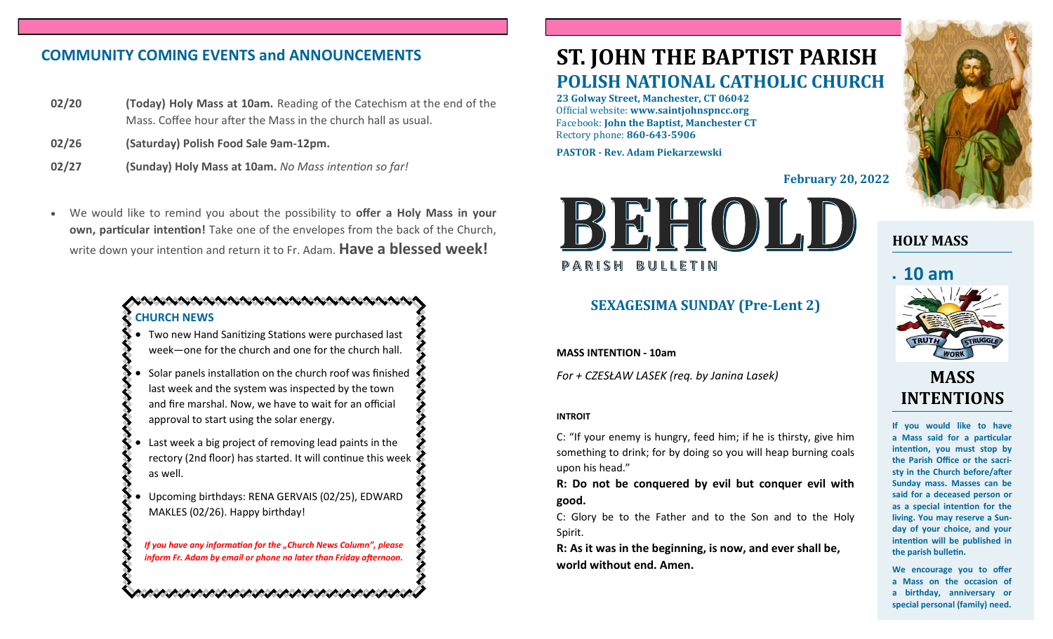## COMMUNITY COMING EVENTS and ANNOUNCEMENTS

**02/20** **(Today) Holy Mass at 10am.** Reading of the Catechism at the end of the Mass. Coffee hour after the Mass in the church hall as usual.

**02/26** **(Saturday) Polish Food Sale 9am-12pm.**

**02/27** **(Sunday) Holy Mass at 10am.** *No Mass intention so far!*

- We would like to remind you about the possibility to **offer a Holy Mass in your own, particular intention!** Take one of the envelopes from the back of the Church, write down your intention and return it to Fr. Adam. **Have a blessed week!**

### CHURCH NEWS

- Two new Hand Sanitizing Stations were purchased last week—one for the church and one for the church hall.
- Solar panels installation on the church roof was finished last week and the system was inspected by the town and fire marshal. Now, we have to wait for an official approval to start using the solar energy.
- Last week a big project of removing lead paints in the rectory (2nd floor) has started. It will continue this week as well.
- Upcoming birthdays: RENA GERVAIS (02/25), EDWARD MAKLES (02/26). Happy birthday!

*If you have any information for the „Church News Column", please inform Fr. Adam by email or phone no later than Friday afternoon.*

# ST. JOHN THE BAPTIST PARISH
## POLISH NATIONAL CATHOLIC CHURCH

**23 Golway Street, Manchester, CT 06042**
Official website: **www.saintjohnspncc.org**
Facebook: **John the Baptist, Manchester CT**
Rectory phone: **860-643-5906**

**PASTOR - Rev. Adam Piekarzewski**

**February 20, 2022**

# BEHOLD
PARISH BULLETIN

## SEXAGESIMA SUNDAY (Pre-Lent 2)

**MASS INTENTION - 10am**

*For + CZESŁAW LASEK (req. by Janina Lasek)*

**INTROIT**

C: "If your enemy is hungry, feed him; if he is thirsty, give him something to drink; for by doing so you will heap burning coals upon his head."

**R: Do not be conquered by evil but conquer evil with good.**

C: Glory be to the Father and to the Son and to the Holy Spirit.

**R: As it was in the beginning, is now, and ever shall be, world without end. Amen.**

### HOLY MASS

- **10 am**

TRUTH WORK STRUGGLE

### MASS INTENTIONS

**If you would like to have a Mass said for a particular intention, you must stop by the Parish Office or the sacristy in the Church before/after Sunday mass. Masses can be said for a deceased person or as a special intention for the living. You may reserve a Sunday of your choice, and your intention will be published in the parish bulletin.**

**We encourage you to offer a Mass on the occasion of a birthday, anniversary or special personal (family) need.**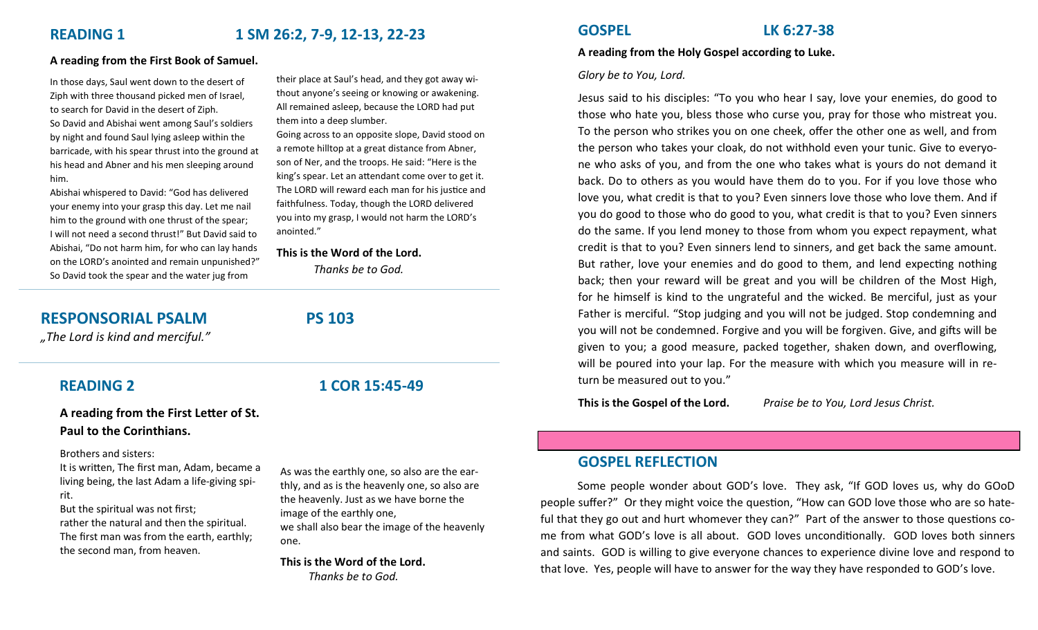## READING 1 — 1 SM 26:2, 7-9, 12-13, 22-23

**A reading from the First Book of Samuel.**

In those days, Saul went down to the desert of Ziph with three thousand picked men of Israel, to search for David in the desert of Ziph.
So David and Abishai went among Saul's soldiers by night and found Saul lying asleep within the barricade, with his spear thrust into the ground at his head and Abner and his men sleeping around him.
Abishai whispered to David: "God has delivered your enemy into your grasp this day. Let me nail him to the ground with one thrust of the spear; I will not need a second thrust!" But David said to Abishai, "Do not harm him, for who can lay hands on the LORD's anointed and remain unpunished?" So David took the spear and the water jug from their place at Saul's head, and they got away without anyone's seeing or knowing or awakening. All remained asleep, because the LORD had put them into a deep slumber.
Going across to an opposite slope, David stood on a remote hilltop at a great distance from Abner, son of Ner, and the troops. He said: "Here is the king's spear. Let an attendant come over to get it. The LORD will reward each man for his justice and faithfulness. Today, though the LORD delivered you into my grasp, I would not harm the LORD's anointed."

**This is the Word of the Lord.**
*Thanks be to God.*

## RESPONSORIAL PSALM — PS 103

*„The Lord is kind and merciful."*

## READING 2 — 1 COR 15:45-49

**A reading from the First Letter of St. Paul to the Corinthians.**

Brothers and sisters:
It is written, The first man, Adam, became a living being, the last Adam a life-giving spirit.
But the spiritual was not first;
rather the natural and then the spiritual.
The first man was from the earth, earthly;
the second man, from heaven.
As was the earthly one, so also are the earthly, and as is the heavenly one, so also are the heavenly. Just as we have borne the image of the earthly one,
we shall also bear the image of the heavenly one.

**This is the Word of the Lord.**
*Thanks be to God.*

## GOSPEL — LK 6:27-38

**A reading from the Holy Gospel according to Luke.**

*Glory be to You, Lord.*

Jesus said to his disciples: "To you who hear I say, love your enemies, do good to those who hate you, bless those who curse you, pray for those who mistreat you. To the person who strikes you on one cheek, offer the other one as well, and from the person who takes your cloak, do not withhold even your tunic. Give to everyone who asks of you, and from the one who takes what is yours do not demand it back. Do to others as you would have them do to you. For if you love those who love you, what credit is that to you? Even sinners love those who love them. And if you do good to those who do good to you, what credit is that to you? Even sinners do the same. If you lend money to those from whom you expect repayment, what credit is that to you? Even sinners lend to sinners, and get back the same amount. But rather, love your enemies and do good to them, and lend expecting nothing back; then your reward will be great and you will be children of the Most High, for he himself is kind to the ungrateful and the wicked. Be merciful, just as your Father is merciful. "Stop judging and you will not be judged. Stop condemning and you will not be condemned. Forgive and you will be forgiven. Give, and gifts will be given to you; a good measure, packed together, shaken down, and overflowing, will be poured into your lap. For the measure with which you measure will in return be measured out to you."

**This is the Gospel of the Lord.** *Praise be to You, Lord Jesus Christ.*

## GOSPEL REFLECTION

Some people wonder about GOD's love. They ask, "If GOD loves us, why do GOoD people suffer?" Or they might voice the question, "How can GOD love those who are so hateful that they go out and hurt whomever they can?" Part of the answer to those questions come from what GOD's love is all about. GOD loves unconditionally. GOD loves both sinners and saints. GOD is willing to give everyone chances to experience divine love and respond to that love. Yes, people will have to answer for the way they have responded to GOD's love.